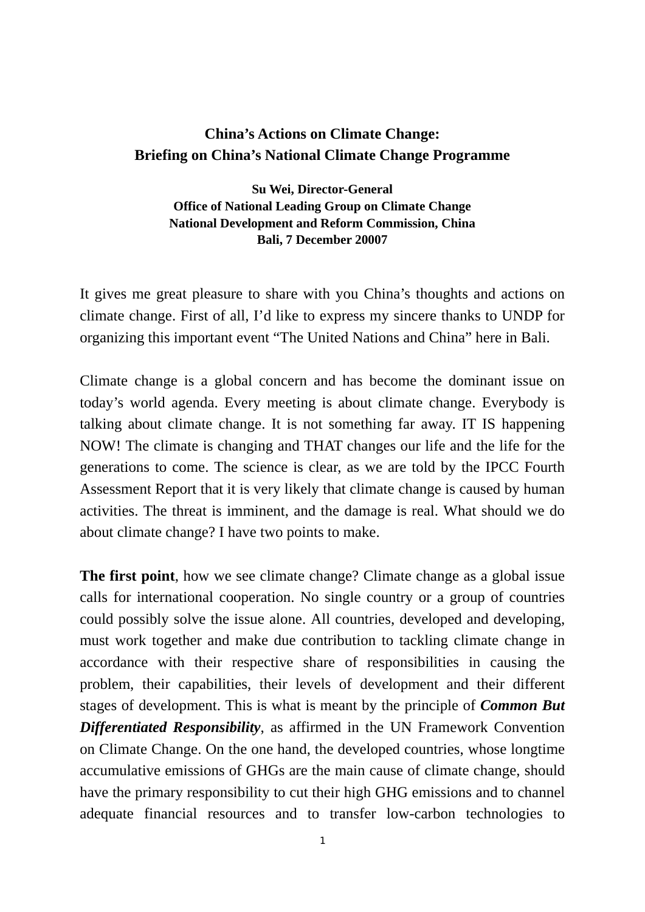# China's Actions on Climate Change:
# Briefing on China's National Climate Change Programme

**Su Wei, Director-General**
**Office of National Leading Group on Climate Change**
**National Development and Reform Commission, China**
**Bali, 7 December 20007**

It gives me great pleasure to share with you China's thoughts and actions on climate change. First of all, I'd like to express my sincere thanks to UNDP for organizing this important event "The United Nations and China" here in Bali.

Climate change is a global concern and has become the dominant issue on today's world agenda. Every meeting is about climate change. Everybody is talking about climate change. It is not something far away. IT IS happening NOW! The climate is changing and THAT changes our life and the life for the generations to come. The science is clear, as we are told by the IPCC Fourth Assessment Report that it is very likely that climate change is caused by human activities. The threat is imminent, and the damage is real. What should we do about climate change? I have two points to make.

**The first point**, how we see climate change? Climate change as a global issue calls for international cooperation. No single country or a group of countries could possibly solve the issue alone. All countries, developed and developing, must work together and make due contribution to tackling climate change in accordance with their respective share of responsibilities in causing the problem, their capabilities, their levels of development and their different stages of development. This is what is meant by the principle of ***Common But Differentiated Responsibility***, as affirmed in the UN Framework Convention on Climate Change. On the one hand, the developed countries, whose longtime accumulative emissions of GHGs are the main cause of climate change, should have the primary responsibility to cut their high GHG emissions and to channel adequate financial resources and to transfer low-carbon technologies to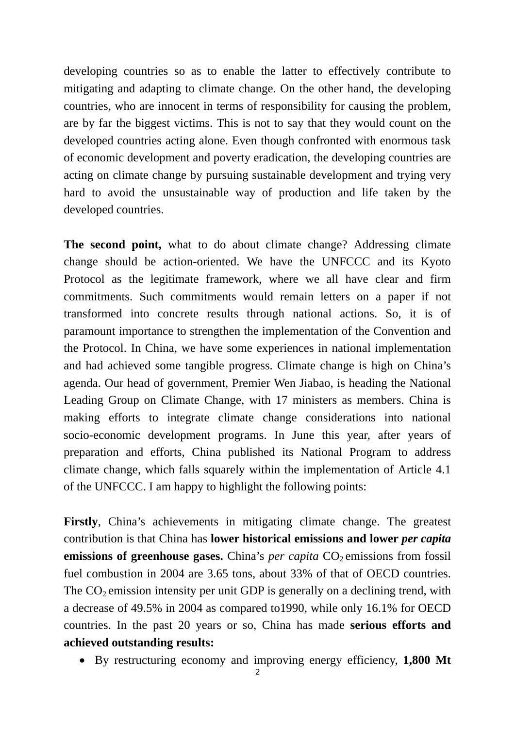developing countries so as to enable the latter to effectively contribute to mitigating and adapting to climate change. On the other hand, the developing countries, who are innocent in terms of responsibility for causing the problem, are by far the biggest victims. This is not to say that they would count on the developed countries acting alone. Even though confronted with enormous task of economic development and poverty eradication, the developing countries are acting on climate change by pursuing sustainable development and trying very hard to avoid the unsustainable way of production and life taken by the developed countries.

**The second point,** what to do about climate change? Addressing climate change should be action-oriented. We have the UNFCCC and its Kyoto Protocol as the legitimate framework, where we all have clear and firm commitments. Such commitments would remain letters on a paper if not transformed into concrete results through national actions. So, it is of paramount importance to strengthen the implementation of the Convention and the Protocol. In China, we have some experiences in national implementation and had achieved some tangible progress. Climate change is high on China's agenda. Our head of government, Premier Wen Jiabao, is heading the National Leading Group on Climate Change, with 17 ministers as members. China is making efforts to integrate climate change considerations into national socio-economic development programs. In June this year, after years of preparation and efforts, China published its National Program to address climate change, which falls squarely within the implementation of Article 4.1 of the UNFCCC. I am happy to highlight the following points:

**Firstly**, China's achievements in mitigating climate change. The greatest contribution is that China has **lower historical emissions and lower *per capita* emissions of greenhouse gases.** China's *per capita* $CO_2$ emissions from fossil fuel combustion in 2004 are 3.65 tons, about 33% of that of OECD countries. The $CO_2$ emission intensity per unit GDP is generally on a declining trend, with a decrease of 49.5% in 2004 as compared to1990, while only 16.1% for OECD countries. In the past 20 years or so, China has made **serious efforts and achieved outstanding results:**

- By restructuring economy and improving energy efficiency, **1,800 Mt**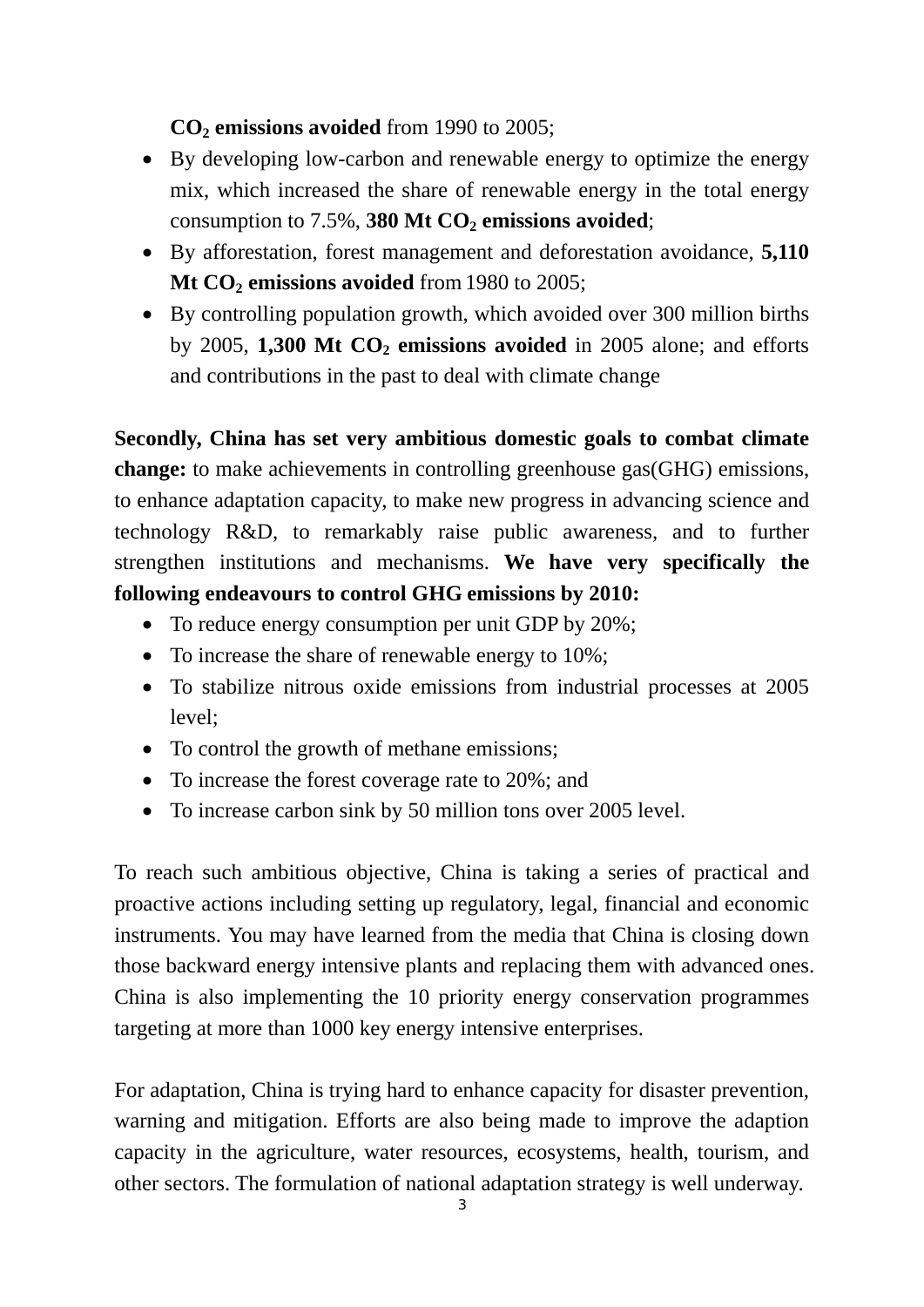**$CO_2$ emissions avoided** from 1990 to 2005;

- By developing low-carbon and renewable energy to optimize the energy mix, which increased the share of renewable energy in the total energy consumption to 7.5%, **380 Mt $CO_2$ emissions avoided**;
- By afforestation, forest management and deforestation avoidance, **5,110 Mt $CO_2$ emissions avoided** from 1980 to 2005;
- By controlling population growth, which avoided over 300 million births by 2005, **1,300 Mt $CO_2$ emissions avoided** in 2005 alone; and efforts and contributions in the past to deal with climate change

**Secondly, China has set very ambitious domestic goals to combat climate change:** to make achievements in controlling greenhouse gas(GHG) emissions, to enhance adaptation capacity, to make new progress in advancing science and technology R&D, to remarkably raise public awareness, and to further strengthen institutions and mechanisms. **We have very specifically the following endeavours to control GHG emissions by 2010:**

- To reduce energy consumption per unit GDP by 20%;
- To increase the share of renewable energy to 10%;
- To stabilize nitrous oxide emissions from industrial processes at 2005 level;
- To control the growth of methane emissions;
- To increase the forest coverage rate to 20%; and
- To increase carbon sink by 50 million tons over 2005 level.

To reach such ambitious objective, China is taking a series of practical and proactive actions including setting up regulatory, legal, financial and economic instruments. You may have learned from the media that China is closing down those backward energy intensive plants and replacing them with advanced ones. China is also implementing the 10 priority energy conservation programmes targeting at more than 1000 key energy intensive enterprises.

For adaptation, China is trying hard to enhance capacity for disaster prevention, warning and mitigation. Efforts are also being made to improve the adaption capacity in the agriculture, water resources, ecosystems, health, tourism, and other sectors. The formulation of national adaptation strategy is well underway.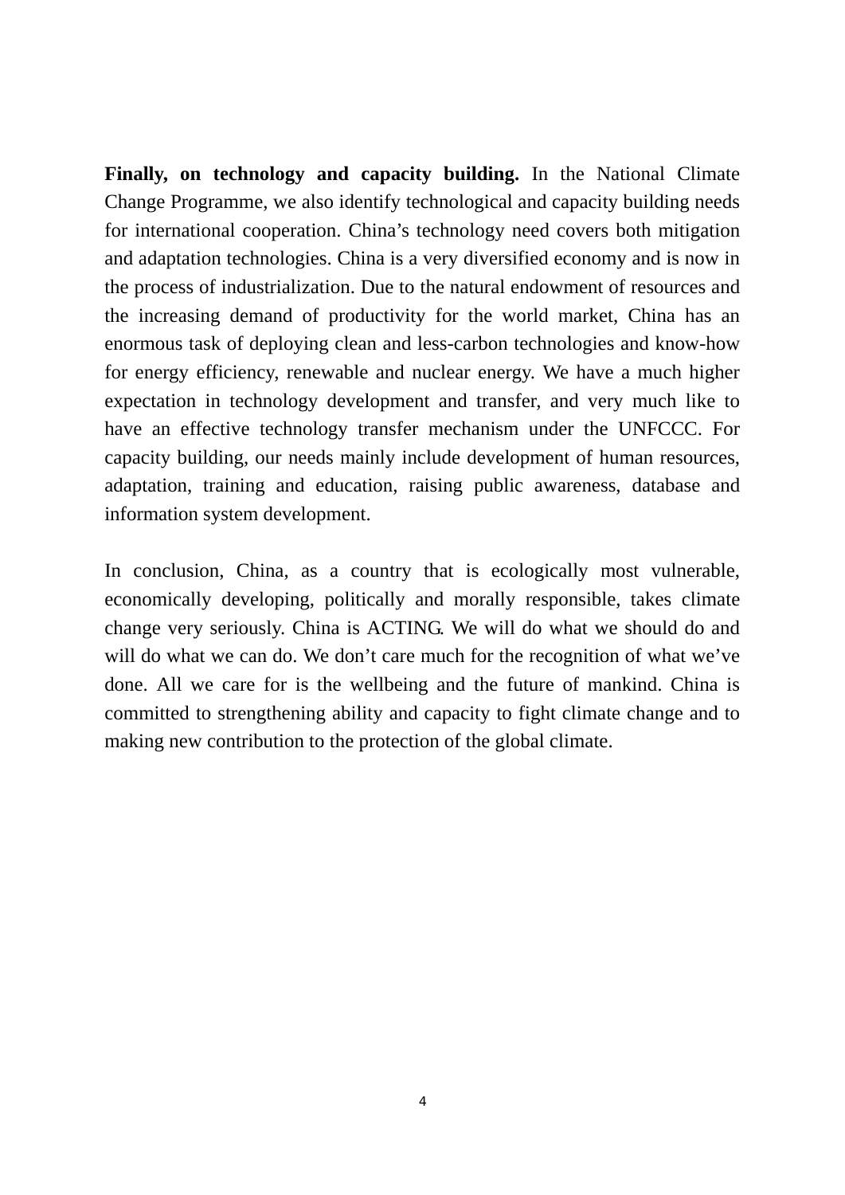**Finally, on technology and capacity building.** In the National Climate Change Programme, we also identify technological and capacity building needs for international cooperation. China's technology need covers both mitigation and adaptation technologies. China is a very diversified economy and is now in the process of industrialization. Due to the natural endowment of resources and the increasing demand of productivity for the world market, China has an enormous task of deploying clean and less-carbon technologies and know-how for energy efficiency, renewable and nuclear energy. We have a much higher expectation in technology development and transfer, and very much like to have an effective technology transfer mechanism under the UNFCCC. For capacity building, our needs mainly include development of human resources, adaptation, training and education, raising public awareness, database and information system development.

In conclusion, China, as a country that is ecologically most vulnerable, economically developing, politically and morally responsible, takes climate change very seriously. China is ACTING. We will do what we should do and will do what we can do. We don't care much for the recognition of what we've done. All we care for is the wellbeing and the future of mankind. China is committed to strengthening ability and capacity to fight climate change and to making new contribution to the protection of the global climate.